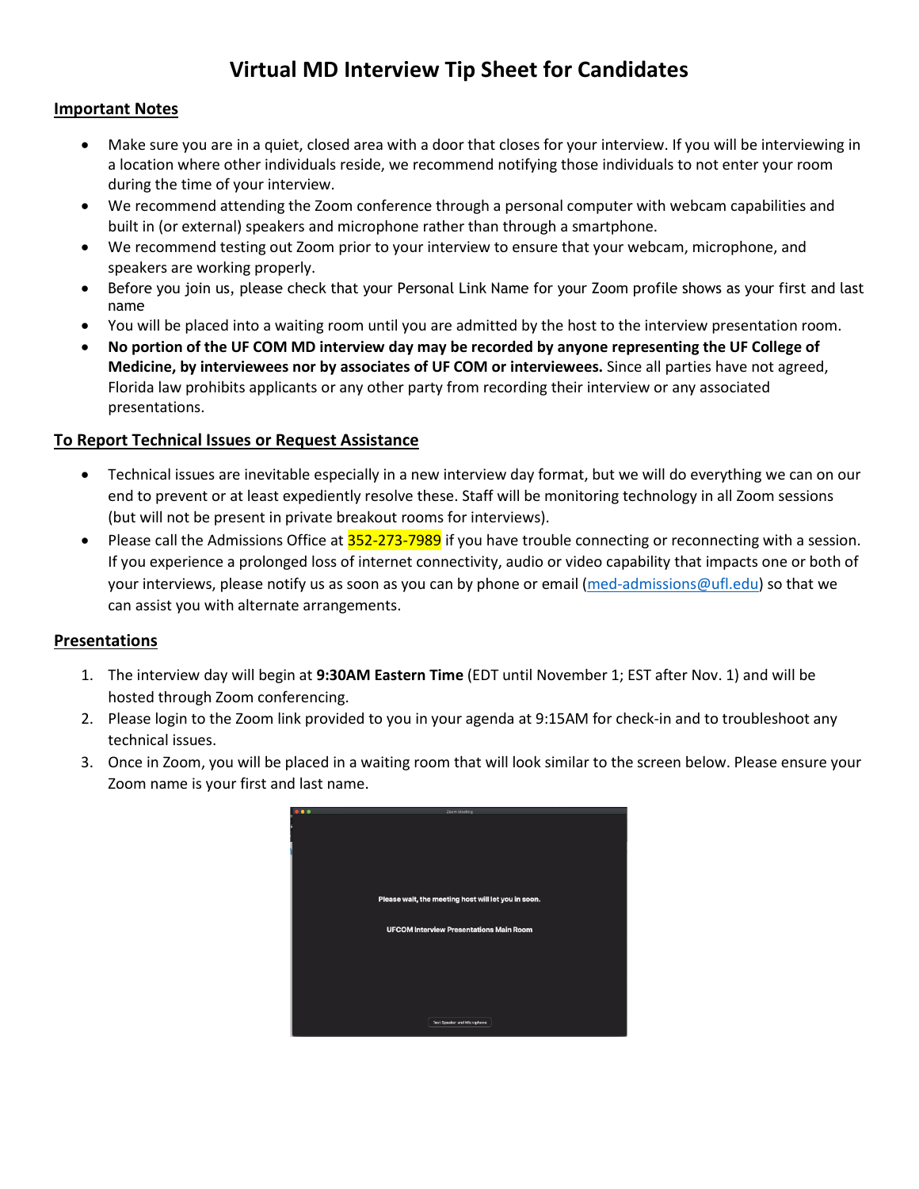# Virtual MD Interview Tip Sheet for Candidates

## Important Notes

- Make sure you are in a quiet, closed area with a door that closes for your interview. If you will be interviewing in a location where other individuals reside, we recommend notifying those individuals to not enter your room during the time of your interview.
- We recommend attending the Zoom conference through a personal computer with webcam capabilities and built in (or external) speakers and microphone rather than through a smartphone.
- We recommend testing out Zoom prior to your interview to ensure that your webcam, microphone, and speakers are working properly.
- Before you join us, please check that your Personal Link Name for your Zoom profile shows as your first and last name
- You will be placed into a waiting room until you are admitted by the host to the interview presentation room.
- **No portion of the UF COM MD interview day may be recorded by anyone representing the UF College of Medicine, by interviewees nor by associates of UF COM or interviewees.** Since all parties have not agreed, Florida law prohibits applicants or any other party from recording their interview or any associated presentations.

## To Report Technical Issues or Request Assistance

- Technical issues are inevitable especially in a new interview day format, but we will do everything we can on our end to prevent or at least expediently resolve these. Staff will be monitoring technology in all Zoom sessions (but will not be present in private breakout rooms for interviews).
- Please call the Admissions Office at 352-273-7989 if you have trouble connecting or reconnecting with a session. If you experience a prolonged loss of internet connectivity, audio or video capability that impacts one or both of your interviews, please notify us as soon as you can by phone or email (med-admissions@ufl.edu) so that we can assist you with alternate arrangements.

## Presentations

1. The interview day will begin at **9:30AM Eastern Time** (EDT until November 1; EST after Nov. 1) and will be hosted through Zoom conferencing.
2. Please login to the Zoom link provided to you in your agenda at 9:15AM for check-in and to troubleshoot any technical issues.
3. Once in Zoom, you will be placed in a waiting room that will look similar to the screen below. Please ensure your Zoom name is your first and last name.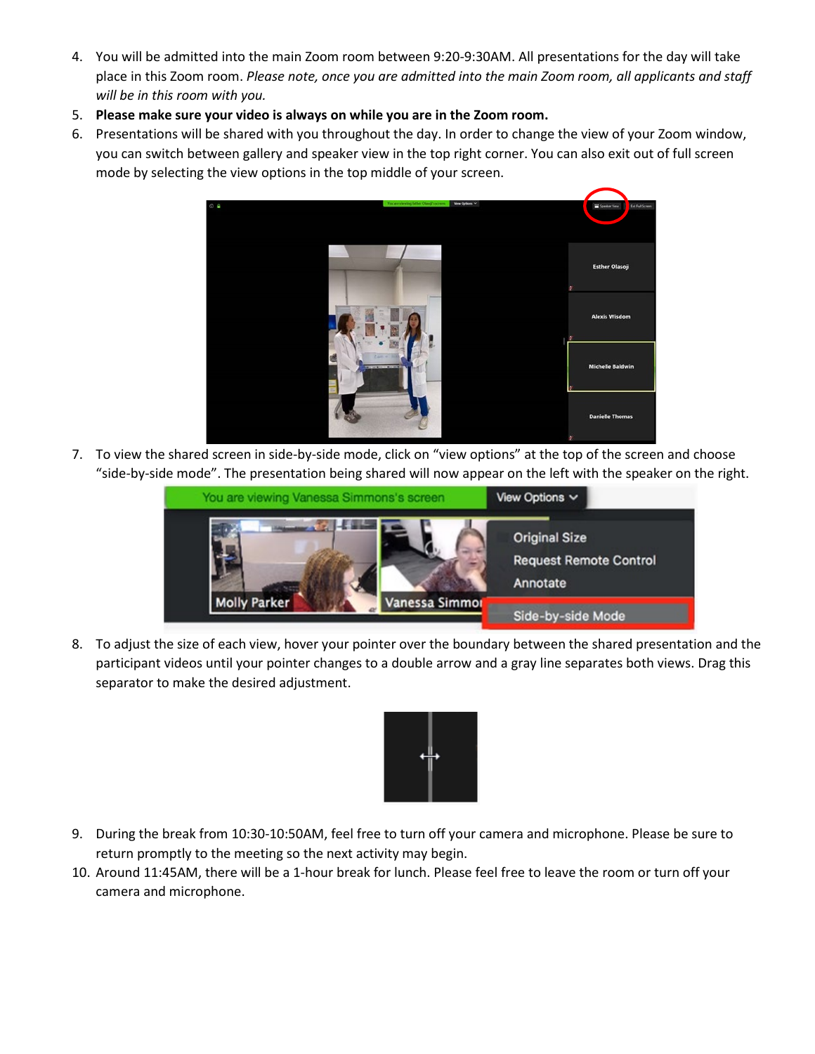4. You will be admitted into the main Zoom room between 9:20-9:30AM. All presentations for the day will take place in this Zoom room. *Please note, once you are admitted into the main Zoom room, all applicants and staff will be in this room with you.*
5. **Please make sure your video is always on while you are in the Zoom room.**
6. Presentations will be shared with you throughout the day. In order to change the view of your Zoom window, you can switch between gallery and speaker view in the top right corner. You can also exit out of full screen mode by selecting the view options in the top middle of your screen.
7. To view the shared screen in side-by-side mode, click on "view options" at the top of the screen and choose "side-by-side mode". The presentation being shared will now appear on the left with the speaker on the right.
8. To adjust the size of each view, hover your pointer over the boundary between the shared presentation and the participant videos until your pointer changes to a double arrow and a gray line separates both views. Drag this separator to make the desired adjustment.
9. During the break from 10:30-10:50AM, feel free to turn off your camera and microphone. Please be sure to return promptly to the meeting so the next activity may begin.
10. Around 11:45AM, there will be a 1-hour break for lunch. Please feel free to leave the room or turn off your camera and microphone.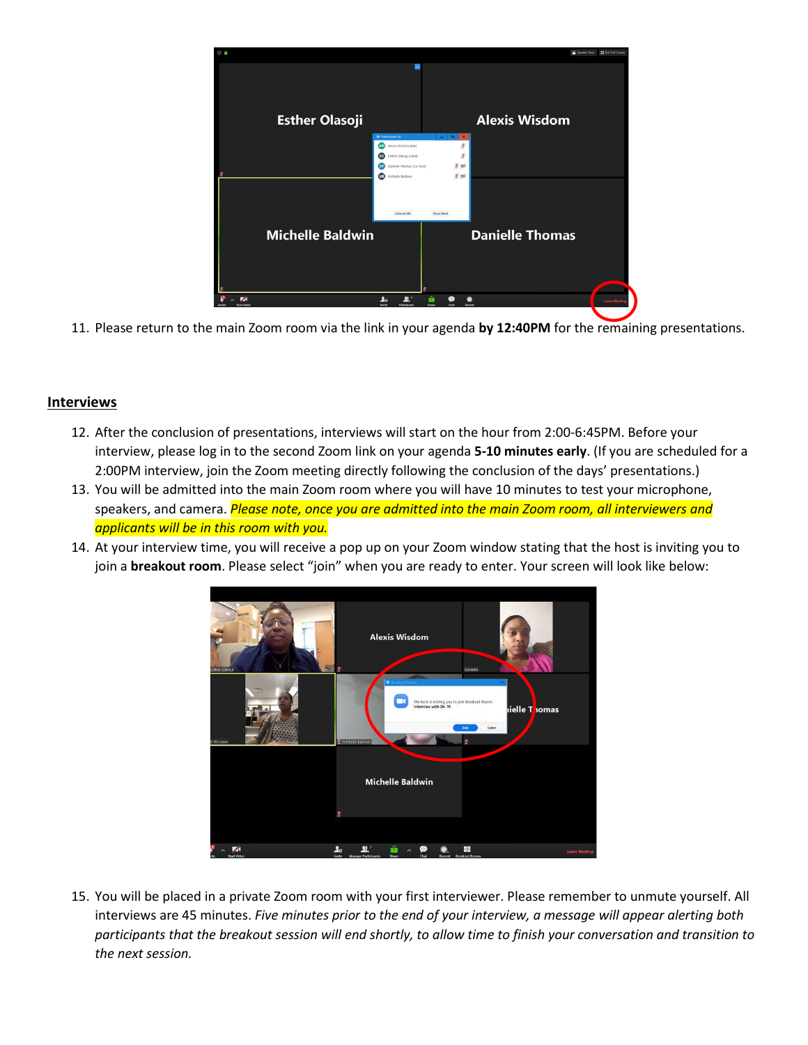11. Please return to the main Zoom room via the link in your agenda **by 12:40PM** for the remaining presentations.

## Interviews

12. After the conclusion of presentations, interviews will start on the hour from 2:00-6:45PM. Before your interview, please log in to the second Zoom link on your agenda **5-10 minutes early**. (If you are scheduled for a 2:00PM interview, join the Zoom meeting directly following the conclusion of the days' presentations.)
13. You will be admitted into the main Zoom room where you will have 10 minutes to test your microphone, speakers, and camera. *Please note, once you are admitted into the main Zoom room, all interviewers and applicants will be in this room with you.*
14. At your interview time, you will receive a pop up on your Zoom window stating that the host is inviting you to join a **breakout room**. Please select "join" when you are ready to enter. Your screen will look like below:
15. You will be placed in a private Zoom room with your first interviewer. Please remember to unmute yourself. All interviews are 45 minutes. *Five minutes prior to the end of your interview, a message will appear alerting both participants that the breakout session will end shortly, to allow time to finish your conversation and transition to the next session.*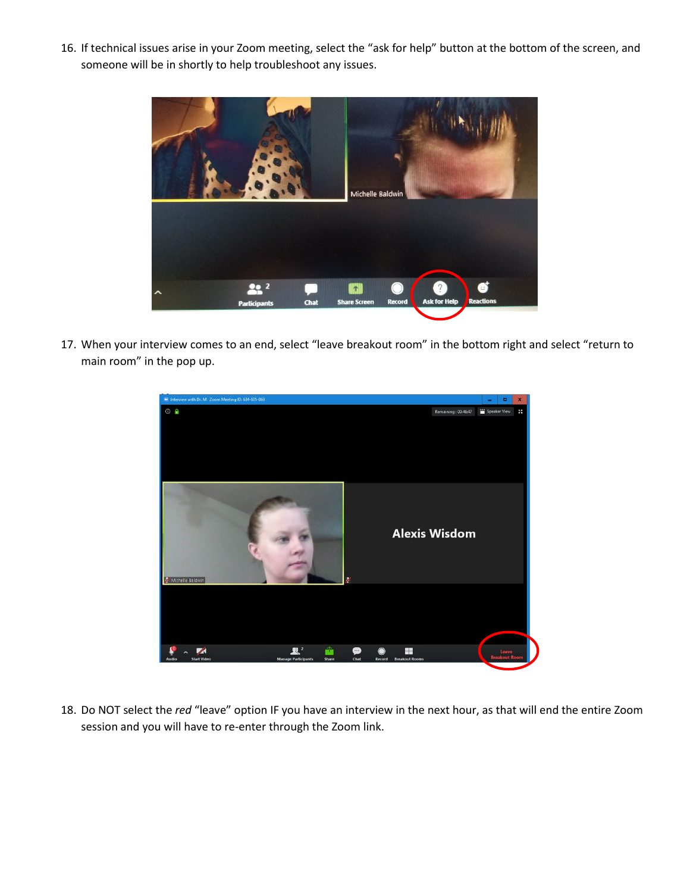16. If technical issues arise in your Zoom meeting, select the "ask for help" button at the bottom of the screen, and someone will be in shortly to help troubleshoot any issues.

17. When your interview comes to an end, select "leave breakout room" in the bottom right and select "return to main room" in the pop up.

18. Do NOT select the *red* "leave" option IF you have an interview in the next hour, as that will end the entire Zoom session and you will have to re-enter through the Zoom link.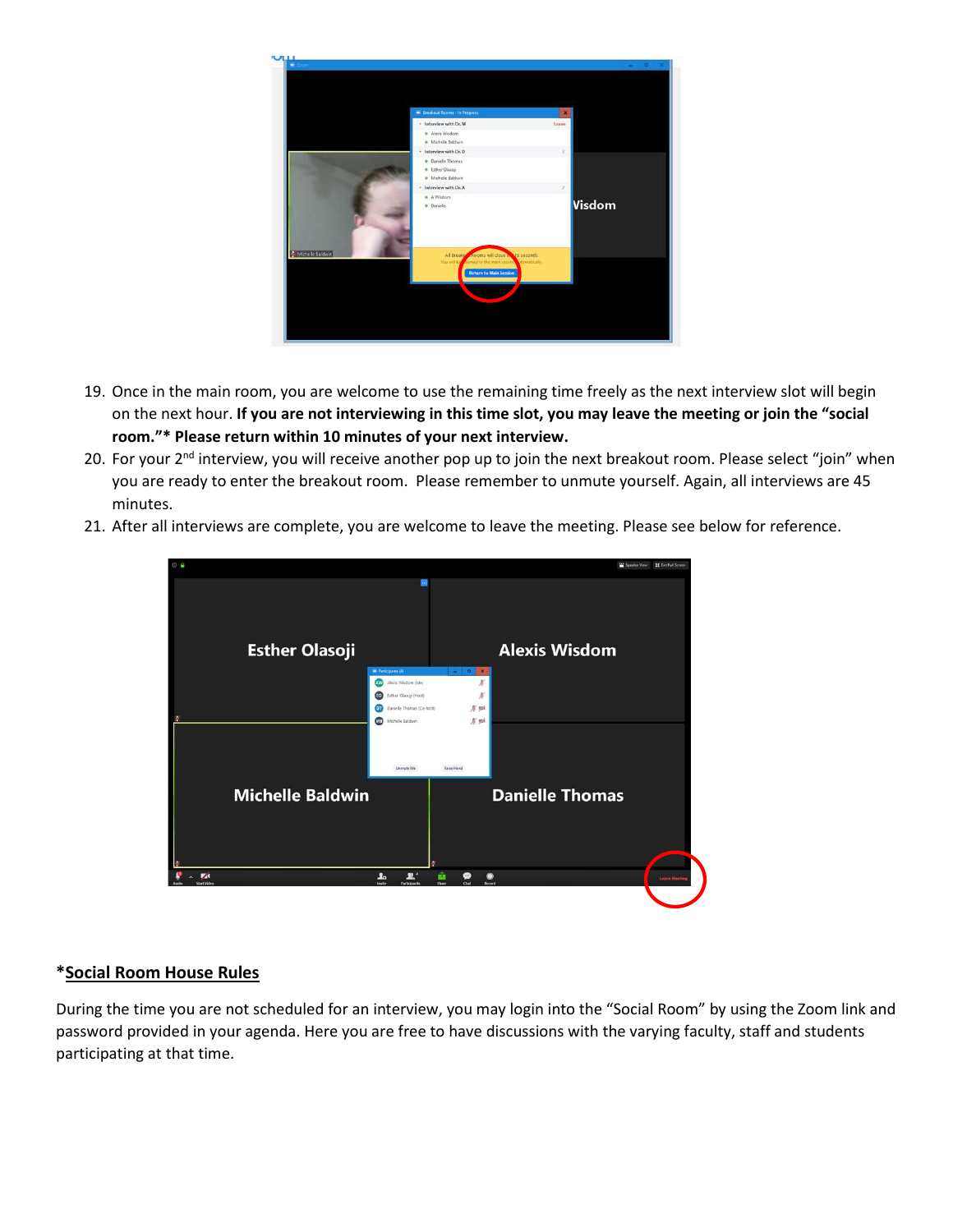19. Once in the main room, you are welcome to use the remaining time freely as the next interview slot will begin on the next hour. **If you are not interviewing in this time slot, you may leave the meeting or join the "social room."* Please return within 10 minutes of your next interview.**
20. For your 2nd interview, you will receive another pop up to join the next breakout room. Please select "join" when you are ready to enter the breakout room. Please remember to unmute yourself. Again, all interviews are 45 minutes.
21. After all interviews are complete, you are welcome to leave the meeting. Please see below for reference.

*__Social Room House Rules__

During the time you are not scheduled for an interview, you may login into the "Social Room" by using the Zoom link and password provided in your agenda. Here you are free to have discussions with the varying faculty, staff and students participating at that time.